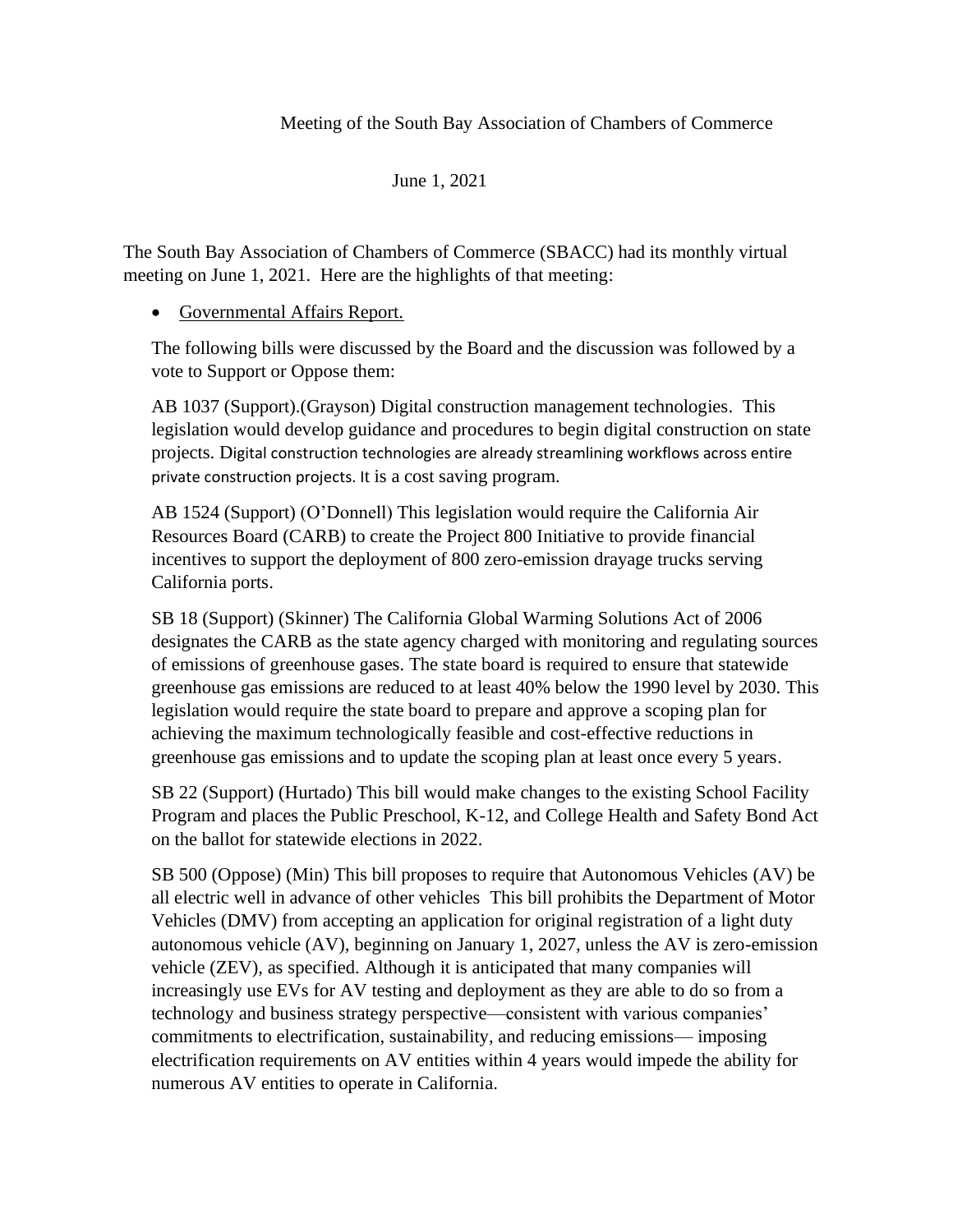Meeting of the South Bay Association of Chambers of Commerce

June 1, 2021

The South Bay Association of Chambers of Commerce (SBACC) had its monthly virtual meeting on June 1, 2021. Here are the highlights of that meeting:

- <u>Governmental Affairs Report.</u>

  The following bills were discussed by the Board and the discussion was followed by a vote to Support or Oppose them:

  AB 1037 (Support).(Grayson) Digital construction management technologies. This legislation would develop guidance and procedures to begin digital construction on state projects. Digital construction technologies are already streamlining workflows across entire private construction projects. It is a cost saving program.

  AB 1524 (Support) (O'Donnell) This legislation would require the California Air Resources Board (CARB) to create the Project 800 Initiative to provide financial incentives to support the deployment of 800 zero-emission drayage trucks serving California ports.

  SB 18 (Support) (Skinner) The California Global Warming Solutions Act of 2006 designates the CARB as the state agency charged with monitoring and regulating sources of emissions of greenhouse gases. The state board is required to ensure that statewide greenhouse gas emissions are reduced to at least 40% below the 1990 level by 2030. This legislation would require the state board to prepare and approve a scoping plan for achieving the maximum technologically feasible and cost-effective reductions in greenhouse gas emissions and to update the scoping plan at least once every 5 years.

  SB 22 (Support) (Hurtado) This bill would make changes to the existing School Facility Program and places the Public Preschool, K-12, and College Health and Safety Bond Act on the ballot for statewide elections in 2022.

  SB 500 (Oppose) (Min) This bill proposes to require that Autonomous Vehicles (AV) be all electric well in advance of other vehicles This bill prohibits the Department of Motor Vehicles (DMV) from accepting an application for original registration of a light duty autonomous vehicle (AV), beginning on January 1, 2027, unless the AV is zero-emission vehicle (ZEV), as specified. Although it is anticipated that many companies will increasingly use EVs for AV testing and deployment as they are able to do so from a technology and business strategy perspective—consistent with various companies' commitments to electrification, sustainability, and reducing emissions— imposing electrification requirements on AV entities within 4 years would impede the ability for numerous AV entities to operate in California.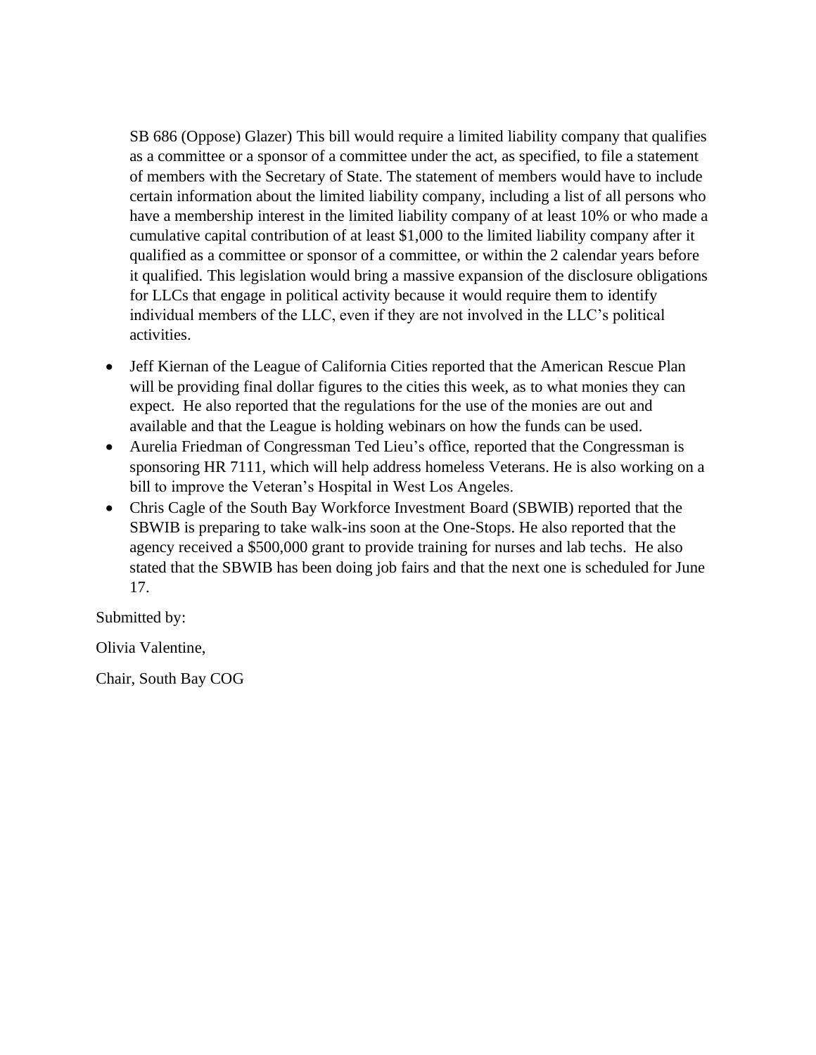SB 686 (Oppose) Glazer) This bill would require a limited liability company that qualifies as a committee or a sponsor of a committee under the act, as specified, to file a statement of members with the Secretary of State. The statement of members would have to include certain information about the limited liability company, including a list of all persons who have a membership interest in the limited liability company of at least 10% or who made a cumulative capital contribution of at least $1,000 to the limited liability company after it qualified as a committee or sponsor of a committee, or within the 2 calendar years before it qualified. This legislation would bring a massive expansion of the disclosure obligations for LLCs that engage in political activity because it would require them to identify individual members of the LLC, even if they are not involved in the LLC's political activities.

- Jeff Kiernan of the League of California Cities reported that the American Rescue Plan will be providing final dollar figures to the cities this week, as to what monies they can expect. He also reported that the regulations for the use of the monies are out and available and that the League is holding webinars on how the funds can be used.
- Aurelia Friedman of Congressman Ted Lieu's office, reported that the Congressman is sponsoring HR 7111, which will help address homeless Veterans. He is also working on a bill to improve the Veteran's Hospital in West Los Angeles.
- Chris Cagle of the South Bay Workforce Investment Board (SBWIB) reported that the SBWIB is preparing to take walk-ins soon at the One-Stops. He also reported that the agency received a $500,000 grant to provide training for nurses and lab techs. He also stated that the SBWIB has been doing job fairs and that the next one is scheduled for June 17.

Submitted by:

Olivia Valentine,

Chair, South Bay COG